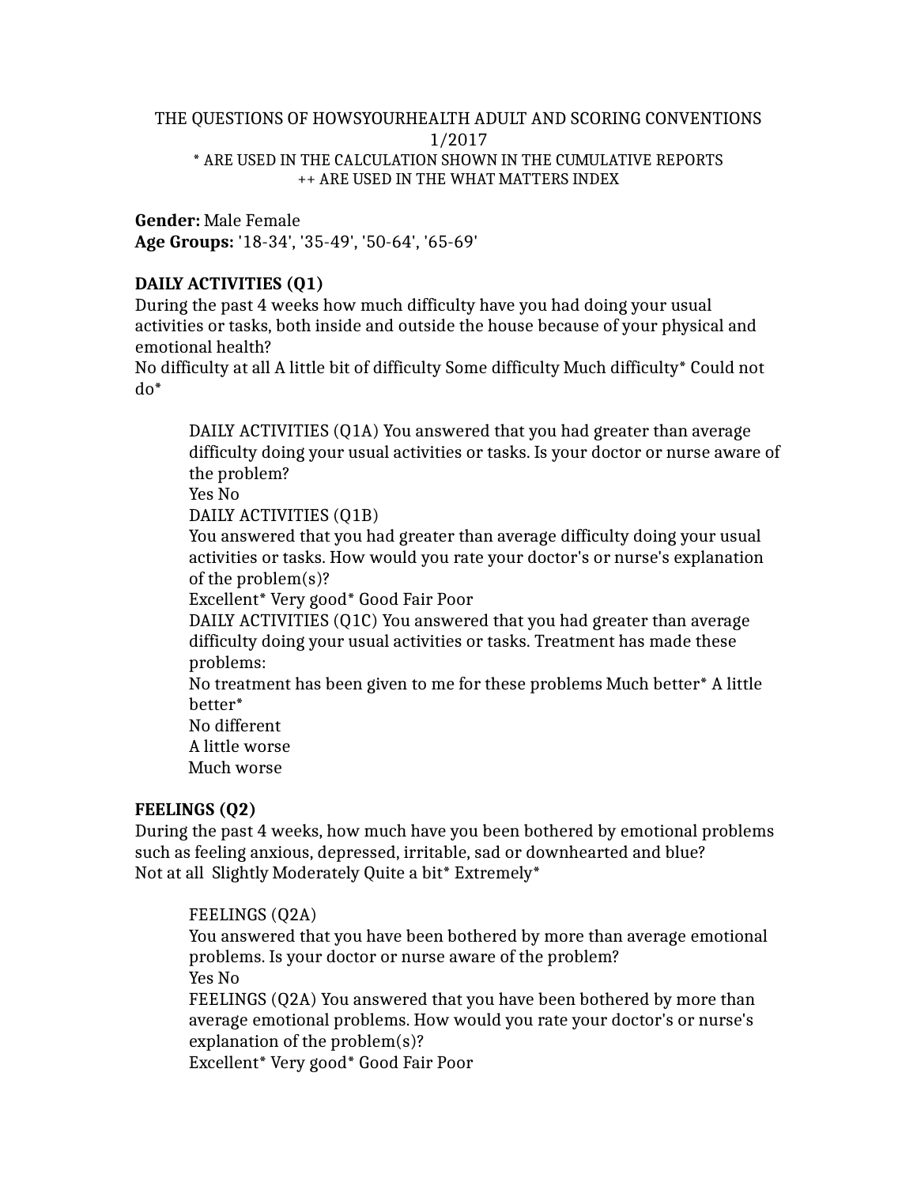THE QUESTIONS OF HOWSYOURHEALTH ADULT AND SCORING CONVENTIONS
1/2017
* ARE USED IN THE CALCULATION SHOWN IN THE CUMULATIVE REPORTS
++ ARE USED IN THE WHAT MATTERS INDEX

**Gender:** Male Female
**Age Groups:** '18-34', '35-49', '50-64', '65-69'

**DAILY ACTIVITIES (Q1)**
During the past 4 weeks how much difficulty have you had doing your usual activities or tasks, both inside and outside the house because of your physical and emotional health?
No difficulty at all A little bit of difficulty Some difficulty Much difficulty* Could not do*

> DAILY ACTIVITIES (Q1A) You answered that you had greater than average difficulty doing your usual activities or tasks. Is your doctor or nurse aware of the problem?
> Yes No
> DAILY ACTIVITIES (Q1B)
> You answered that you had greater than average difficulty doing your usual activities or tasks. How would you rate your doctor's or nurse's explanation of the problem(s)?
> Excellent* Very good* Good Fair Poor
> DAILY ACTIVITIES (Q1C) You answered that you had greater than average difficulty doing your usual activities or tasks. Treatment has made these problems:
> No treatment has been given to me for these problems Much better* A little better*
> No different
> A little worse
> Much worse

**FEELINGS (Q2)**
During the past 4 weeks, how much have you been bothered by emotional problems such as feeling anxious, depressed, irritable, sad or downhearted and blue?
Not at all Slightly Moderately Quite a bit* Extremely*

> FEELINGS (Q2A)
> You answered that you have been bothered by more than average emotional problems. Is your doctor or nurse aware of the problem?
> Yes No
> FEELINGS (Q2A) You answered that you have been bothered by more than average emotional problems. How would you rate your doctor's or nurse's explanation of the problem(s)?
> Excellent* Very good* Good Fair Poor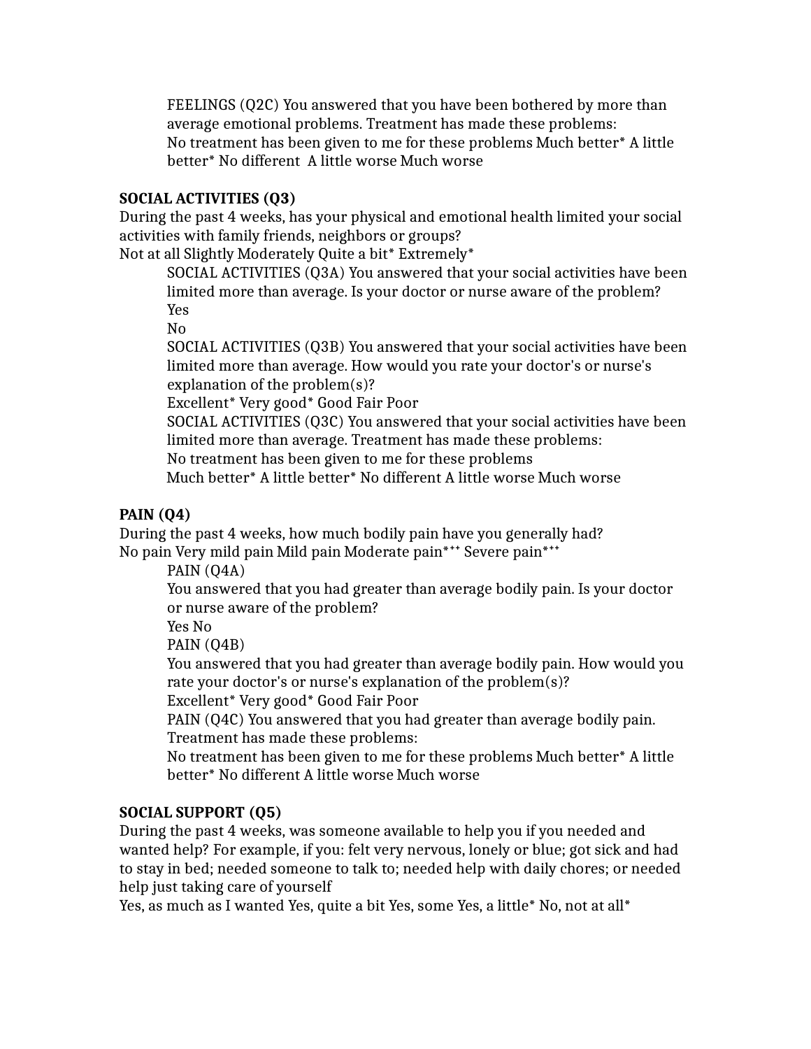FEELINGS (Q2C) You answered that you have been bothered by more than average emotional problems. Treatment has made these problems:
No treatment has been given to me for these problems Much better* A little better* No different  A little worse Much worse

**SOCIAL ACTIVITIES (Q3)**
During the past 4 weeks, has your physical and emotional health limited your social activities with family friends, neighbors or groups?
Not at all Slightly Moderately Quite a bit* Extremely*

SOCIAL ACTIVITIES (Q3A) You answered that your social activities have been limited more than average. Is your doctor or nurse aware of the problem?
Yes
No
SOCIAL ACTIVITIES (Q3B) You answered that your social activities have been limited more than average. How would you rate your doctor's or nurse's explanation of the problem(s)?
Excellent* Very good* Good Fair Poor
SOCIAL ACTIVITIES (Q3C) You answered that your social activities have been limited more than average. Treatment has made these problems:
No treatment has been given to me for these problems
Much better* A little better* No different A little worse Much worse

**PAIN (Q4)**
During the past 4 weeks, how much bodily pain have you generally had?
No pain Very mild pain Mild pain Moderate pain*⁺⁺ Severe pain*⁺⁺

PAIN (Q4A)
You answered that you had greater than average bodily pain. Is your doctor or nurse aware of the problem?
Yes No
PAIN (Q4B)
You answered that you had greater than average bodily pain. How would you rate your doctor's or nurse's explanation of the problem(s)?
Excellent* Very good* Good Fair Poor
PAIN (Q4C) You answered that you had greater than average bodily pain. Treatment has made these problems:
No treatment has been given to me for these problems Much better* A little better* No different A little worse Much worse

**SOCIAL SUPPORT (Q5)**
During the past 4 weeks, was someone available to help you if you needed and wanted help? For example, if you: felt very nervous, lonely or blue; got sick and had to stay in bed; needed someone to talk to; needed help with daily chores; or needed help just taking care of yourself
Yes, as much as I wanted Yes, quite a bit Yes, some Yes, a little* No, not at all*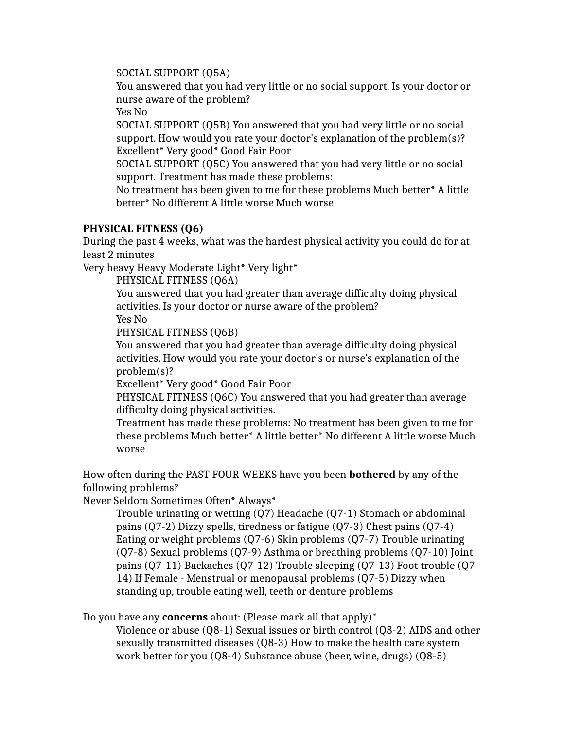SOCIAL SUPPORT (Q5A)
You answered that you had very little or no social support. Is your doctor or nurse aware of the problem?
Yes No
SOCIAL SUPPORT (Q5B) You answered that you had very little or no social support. How would you rate your doctor's explanation of the problem(s)?
Excellent* Very good* Good Fair Poor
SOCIAL SUPPORT (Q5C) You answered that you had very little or no social support. Treatment has made these problems:
No treatment has been given to me for these problems Much better* A little better* No different A little worse Much worse

**PHYSICAL FITNESS (Q6)**
During the past 4 weeks, what was the hardest physical activity you could do for at least 2 minutes
Very heavy Heavy Moderate Light* Very light*

PHYSICAL FITNESS (Q6A)
You answered that you had greater than average difficulty doing physical activities. Is your doctor or nurse aware of the problem?
Yes No
PHYSICAL FITNESS (Q6B)
You answered that you had greater than average difficulty doing physical activities. How would you rate your doctor's or nurse's explanation of the problem(s)?
Excellent* Very good* Good Fair Poor
PHYSICAL FITNESS (Q6C) You answered that you had greater than average difficulty doing physical activities.
Treatment has made these problems: No treatment has been given to me for these problems Much better* A little better* No different A little worse Much worse

How often during the PAST FOUR WEEKS have you been **bothered** by any of the following problems?
Never Seldom Sometimes Often* Always*

Trouble urinating or wetting (Q7) Headache (Q7-1) Stomach or abdominal pains (Q7-2) Dizzy spells, tiredness or fatigue (Q7-3) Chest pains (Q7-4) Eating or weight problems (Q7-6) Skin problems (Q7-7) Trouble urinating (Q7-8) Sexual problems (Q7-9) Asthma or breathing problems (Q7-10) Joint pains (Q7-11) Backaches (Q7-12) Trouble sleeping (Q7-13) Foot trouble (Q7-14) If Female - Menstrual or menopausal problems (Q7-5) Dizzy when standing up, trouble eating well, teeth or denture problems

Do you have any **concerns** about: (Please mark all that apply)*

Violence or abuse (Q8-1) Sexual issues or birth control (Q8-2) AIDS and other sexually transmitted diseases (Q8-3) How to make the health care system work better for you (Q8-4) Substance abuse (beer, wine, drugs) (Q8-5)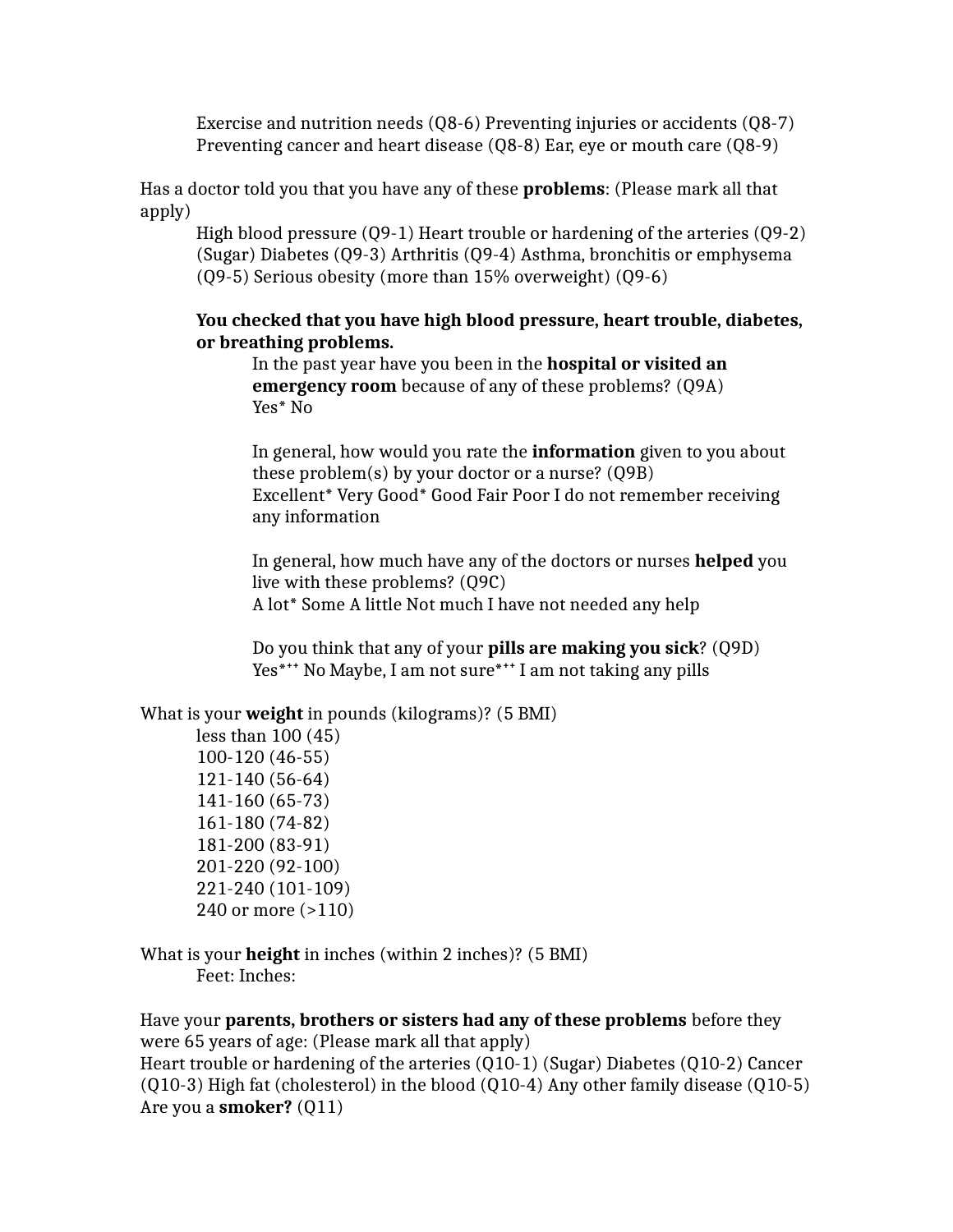Exercise and nutrition needs (Q8-6) Preventing injuries or accidents (Q8-7) Preventing cancer and heart disease (Q8-8) Ear, eye or mouth care (Q8-9)

Has a doctor told you that you have any of these **problems**: (Please mark all that apply)

High blood pressure (Q9-1) Heart trouble or hardening of the arteries (Q9-2) (Sugar) Diabetes (Q9-3) Arthritis (Q9-4) Asthma, bronchitis or emphysema (Q9-5) Serious obesity (more than 15% overweight) (Q9-6)

**You checked that you have high blood pressure, heart trouble, diabetes, or breathing problems.**

In the past year have you been in the **hospital or visited an emergency room** because of any of these problems? (Q9A)
Yes* No

In general, how would you rate the **information** given to you about these problem(s) by your doctor or a nurse? (Q9B)
Excellent* Very Good* Good Fair Poor I do not remember receiving any information

In general, how much have any of the doctors or nurses **helped** you live with these problems? (Q9C)
A lot* Some A little Not much I have not needed any help

Do you think that any of your **pills are making you sick**? (Q9D)
Yes*** No Maybe, I am not sure*** I am not taking any pills

What is your **weight** in pounds (kilograms)? (5 BMI)

less than 100 (45)
100-120 (46-55)
121-140 (56-64)
141-160 (65-73)
161-180 (74-82)
181-200 (83-91)
201-220 (92-100)
221-240 (101-109)
240 or more (>110)

What is your **height** in inches (within 2 inches)? (5 BMI)

Feet: Inches:

Have your **parents, brothers or sisters had any of these problems** before they were 65 years of age: (Please mark all that apply)
Heart trouble or hardening of the arteries (Q10-1) (Sugar) Diabetes (Q10-2) Cancer (Q10-3) High fat (cholesterol) in the blood (Q10-4) Any other family disease (Q10-5)
Are you a **smoker?** (Q11)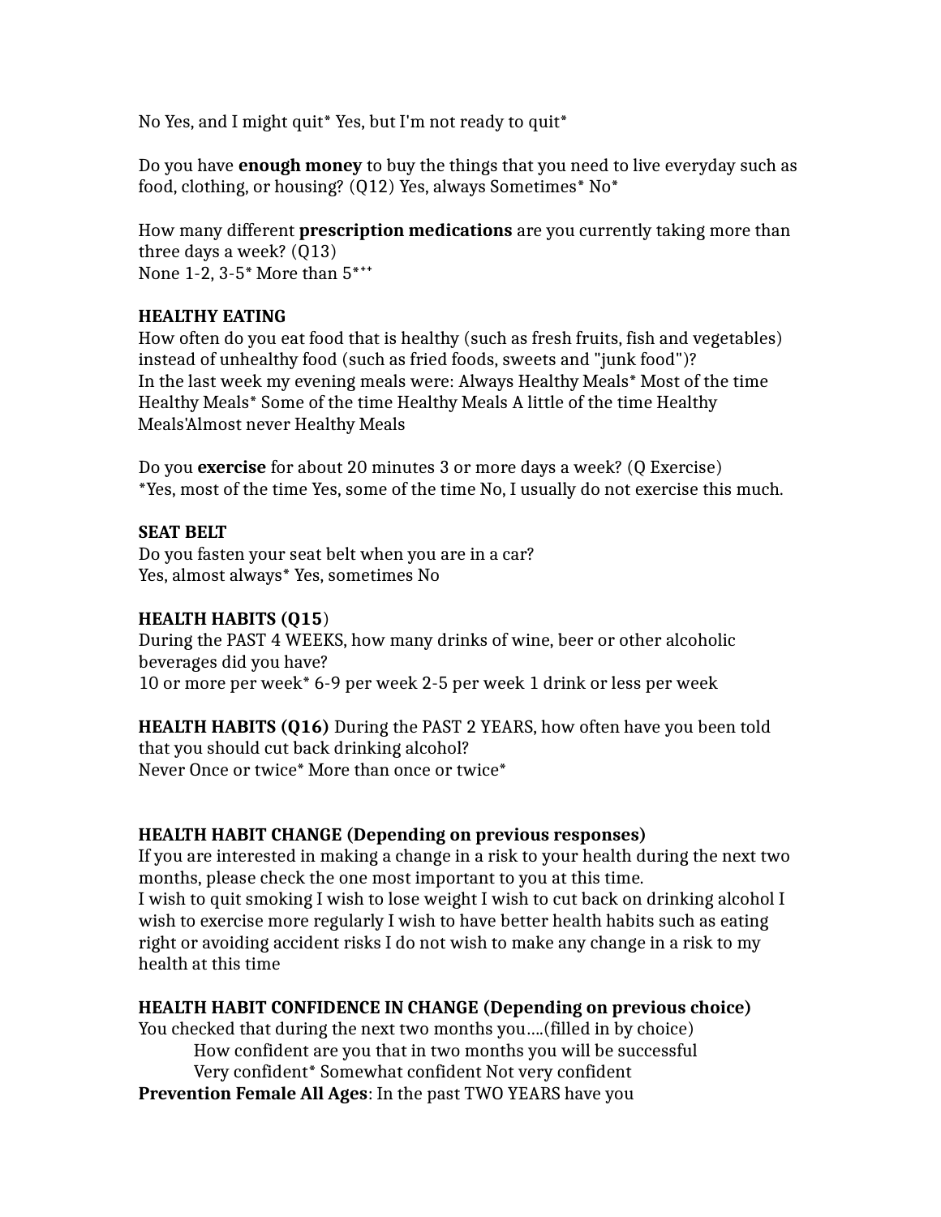No Yes, and I might quit* Yes, but I'm not ready to quit*

Do you have **enough money** to buy the things that you need to live everyday such as food, clothing, or housing? (Q12) Yes, always Sometimes* No*

How many different **prescription medications** are you currently taking more than three days a week? (Q13)
None 1-2, 3-5* More than 5***

**HEALTHY EATING**
How often do you eat food that is healthy (such as fresh fruits, fish and vegetables) instead of unhealthy food (such as fried foods, sweets and "junk food")?
In the last week my evening meals were: Always Healthy Meals* Most of the time Healthy Meals* Some of the time Healthy Meals A little of the time Healthy Meals'Almost never Healthy Meals

Do you **exercise** for about 20 minutes 3 or more days a week? (Q Exercise)
*Yes, most of the time Yes, some of the time No, I usually do not exercise this much.

**SEAT BELT**
Do you fasten your seat belt when you are in a car?
Yes, almost always* Yes, sometimes No

**HEALTH HABITS (Q15**)
During the PAST 4 WEEKS, how many drinks of wine, beer or other alcoholic beverages did you have?
10 or more per week* 6-9 per week 2-5 per week 1 drink or less per week

**HEALTH HABITS (Q16)** During the PAST 2 YEARS, how often have you been told that you should cut back drinking alcohol?
Never Once or twice* More than once or twice*

**HEALTH HABIT CHANGE (Depending on previous responses)**
If you are interested in making a change in a risk to your health during the next two months, please check the one most important to you at this time.
I wish to quit smoking I wish to lose weight I wish to cut back on drinking alcohol I wish to exercise more regularly I wish to have better health habits such as eating right or avoiding accident risks I do not wish to make any change in a risk to my health at this time

**HEALTH HABIT CONFIDENCE IN CHANGE (Depending on previous choice)**
You checked that during the next two months you….(filled in by choice)
How confident are you that in two months you will be successful
Very confident* Somewhat confident Not very confident
**Prevention Female All Ages**: In the past TWO YEARS have you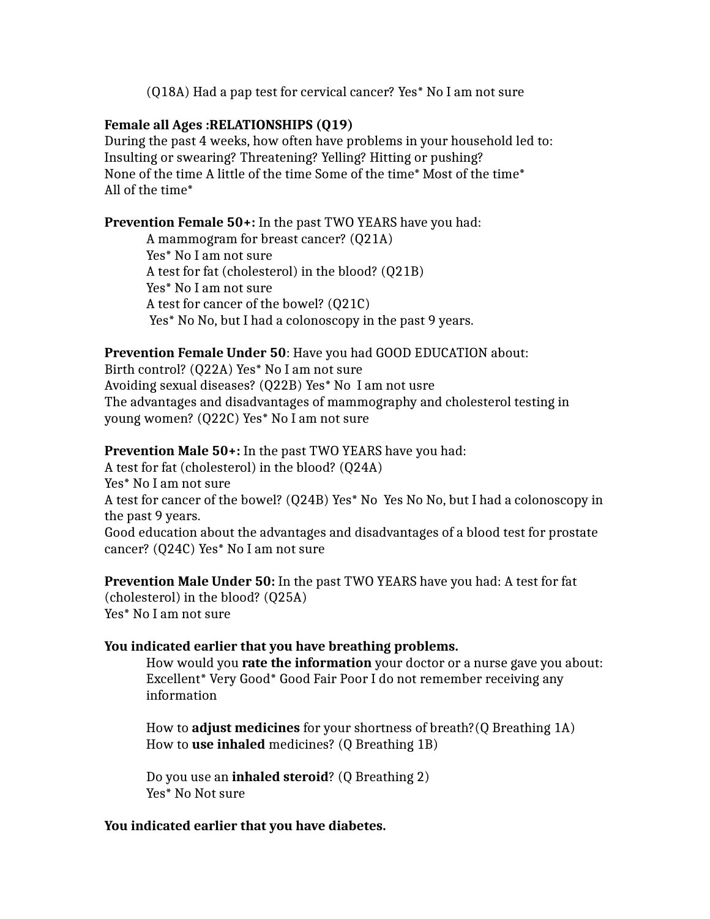(Q18A) Had a pap test for cervical cancer? Yes* No I am not sure

**Female all Ages :RELATIONSHIPS (Q19)**
During the past 4 weeks, how often have problems in your household led to:
Insulting or swearing? Threatening? Yelling? Hitting or pushing?
None of the time A little of the time Some of the time* Most of the time*
All of the time*

**Prevention Female 50+:** In the past TWO YEARS have you had:

A mammogram for breast cancer? (Q21A)
Yes* No I am not sure
A test for fat (cholesterol) in the blood? (Q21B)
Yes* No I am not sure
A test for cancer of the bowel? (Q21C)
Yes* No No, but I had a colonoscopy in the past 9 years.

**Prevention Female Under 50**: Have you had GOOD EDUCATION about:
Birth control? (Q22A) Yes* No I am not sure
Avoiding sexual diseases? (Q22B) Yes* No I am not usre
The advantages and disadvantages of mammography and cholesterol testing in young women? (Q22C) Yes* No I am not sure

**Prevention Male 50+:** In the past TWO YEARS have you had:
A test for fat (cholesterol) in the blood? (Q24A)
Yes* No I am not sure
A test for cancer of the bowel? (Q24B) Yes* No Yes No No, but I had a colonoscopy in the past 9 years.
Good education about the advantages and disadvantages of a blood test for prostate cancer? (Q24C) Yes* No I am not sure

**Prevention Male Under 50:** In the past TWO YEARS have you had: A test for fat (cholesterol) in the blood? (Q25A)
Yes* No I am not sure

**You indicated earlier that you have breathing problems.**

How would you **rate the information** your doctor or a nurse gave you about:
Excellent* Very Good* Good Fair Poor I do not remember receiving any information

How to **adjust medicines** for your shortness of breath?(Q Breathing 1A)
How to **use inhaled** medicines? (Q Breathing 1B)

Do you use an **inhaled steroid**? (Q Breathing 2)
Yes* No Not sure

**You indicated earlier that you have diabetes.**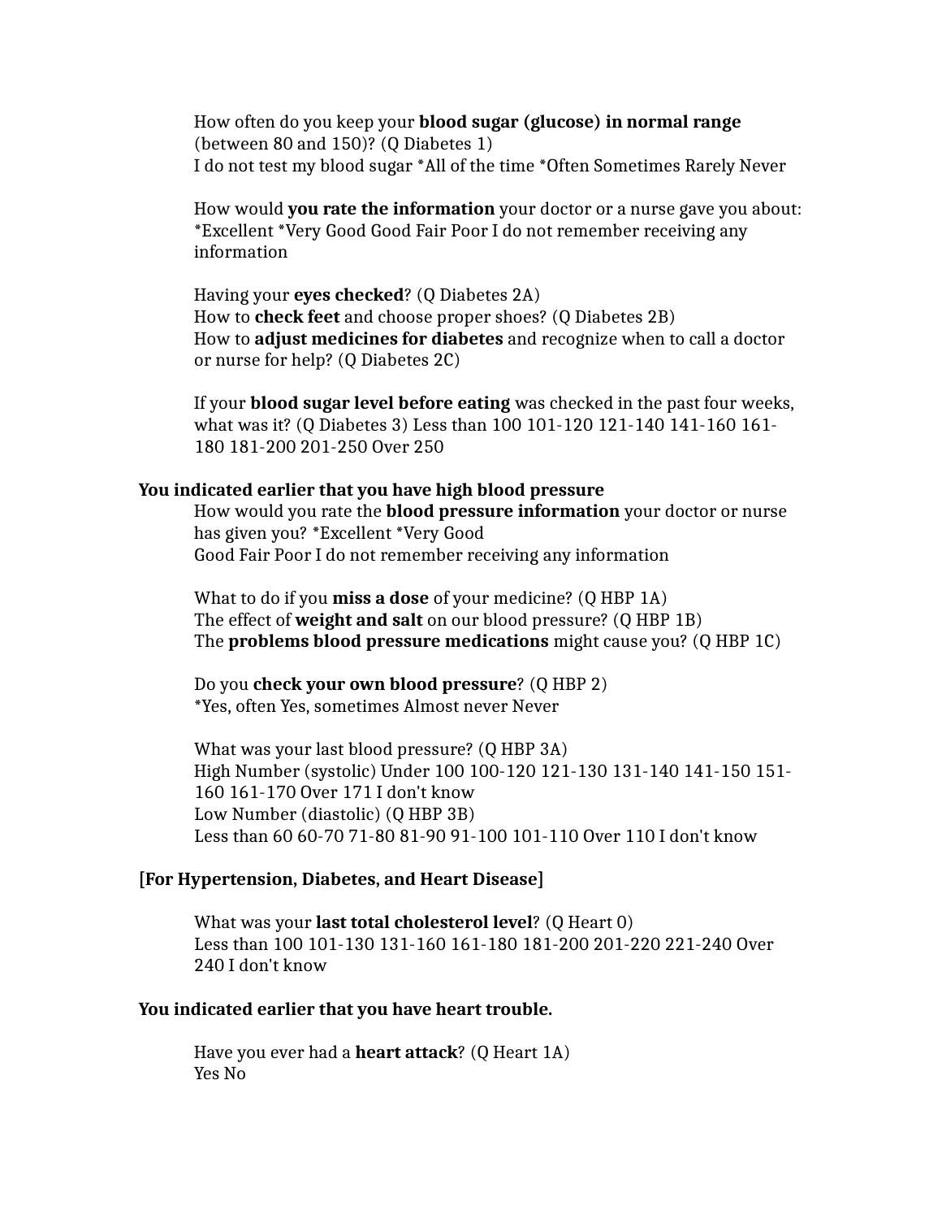How often do you keep your **blood sugar (glucose) in normal range** (between 80 and 150)? (Q Diabetes 1)
I do not test my blood sugar *All of the time *Often Sometimes Rarely Never

How would **you rate the information** your doctor or a nurse gave you about: *Excellent *Very Good Good Fair Poor I do not remember receiving any information

Having your **eyes checked**? (Q Diabetes 2A)
How to **check feet** and choose proper shoes? (Q Diabetes 2B)
How to **adjust medicines for diabetes** and recognize when to call a doctor or nurse for help? (Q Diabetes 2C)

If your **blood sugar level before eating** was checked in the past four weeks, what was it? (Q Diabetes 3) Less than 100 101-120 121-140 141-160 161-180 181-200 201-250 Over 250

**You indicated earlier that you have high blood pressure**

How would you rate the **blood pressure information** your doctor or nurse has given you? *Excellent *Very Good
Good Fair Poor I do not remember receiving any information

What to do if you **miss a dose** of your medicine? (Q HBP 1A)
The effect of **weight and salt** on our blood pressure? (Q HBP 1B)
The **problems blood pressure medications** might cause you? (Q HBP 1C)

Do you **check your own blood pressure**? (Q HBP 2)
*Yes, often Yes, sometimes Almost never Never

What was your last blood pressure? (Q HBP 3A)
High Number (systolic) Under 100 100-120 121-130 131-140 141-150 151-160 161-170 Over 171 I don't know
Low Number (diastolic) (Q HBP 3B)
Less than 60 60-70 71-80 81-90 91-100 101-110 Over 110 I don't know

**[For Hypertension, Diabetes, and Heart Disease]**

What was your **last total cholesterol level**? (Q Heart 0)
Less than 100 101-130 131-160 161-180 181-200 201-220 221-240 Over 240 I don't know

**You indicated earlier that you have heart trouble.**

Have you ever had a **heart attack**? (Q Heart 1A)
Yes No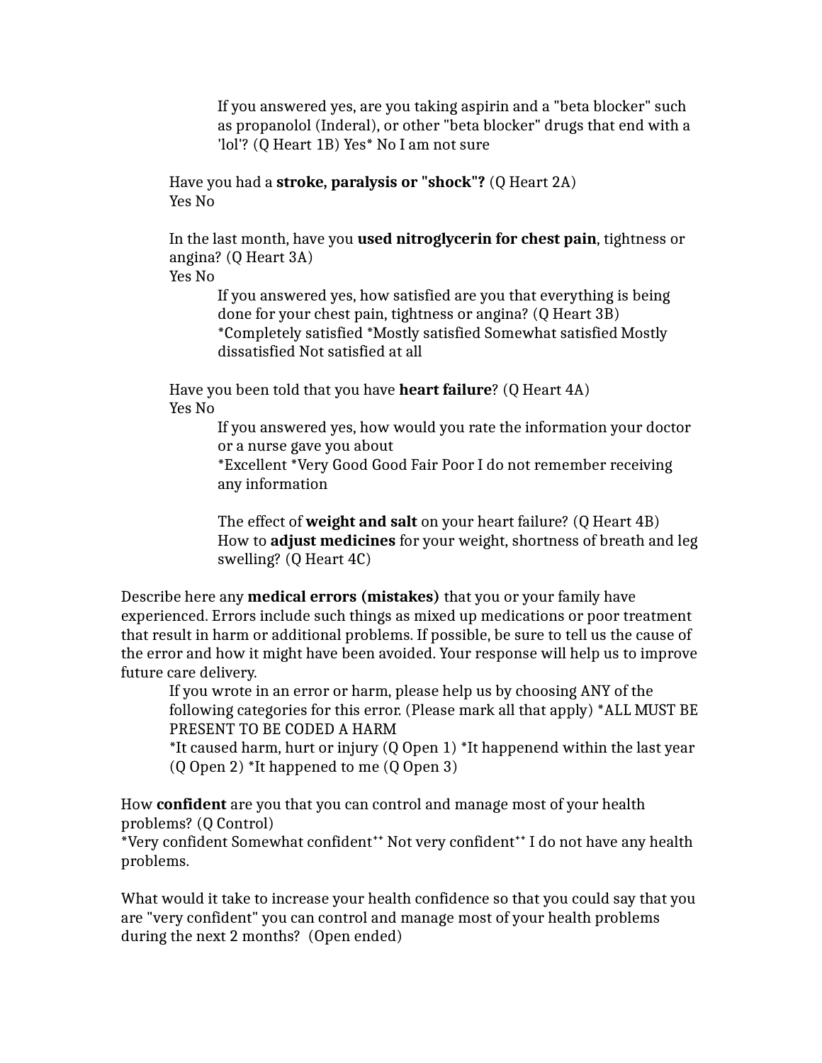If you answered yes, are you taking aspirin and a "beta blocker" such as propanolol (Inderal), or other "beta blocker" drugs that end with a 'lol'? (Q Heart 1B) Yes* No I am not sure

Have you had a **stroke, paralysis or "shock"?** (Q Heart 2A)
Yes No

In the last month, have you **used nitroglycerin for chest pain**, tightness or angina? (Q Heart 3A)
Yes No

If you answered yes, how satisfied are you that everything is being done for your chest pain, tightness or angina? (Q Heart 3B)
*Completely satisfied *Mostly satisfied Somewhat satisfied Mostly dissatisfied Not satisfied at all

Have you been told that you have **heart failure**? (Q Heart 4A)
Yes No

If you answered yes, how would you rate the information your doctor or a nurse gave you about
*Excellent *Very Good Good Fair Poor I do not remember receiving any information

The effect of **weight and salt** on your heart failure? (Q Heart 4B)
How to **adjust medicines** for your weight, shortness of breath and leg swelling? (Q Heart 4C)

Describe here any **medical errors (mistakes)** that you or your family have experienced. Errors include such things as mixed up medications or poor treatment that result in harm or additional problems. If possible, be sure to tell us the cause of the error and how it might have been avoided. Your response will help us to improve future care delivery.

If you wrote in an error or harm, please help us by choosing ANY of the following categories for this error. (Please mark all that apply) *ALL MUST BE PRESENT TO BE CODED A HARM
*It caused harm, hurt or injury (Q Open 1) *It happenend within the last year (Q Open 2) *It happened to me (Q Open 3)

How **confident** are you that you can control and manage most of your health problems? (Q Control)
*Very confident Somewhat confident** Not very confident** I do not have any health problems.

What would it take to increase your health confidence so that you could say that you are "very confident" you can control and manage most of your health problems during the next 2 months? (Open ended)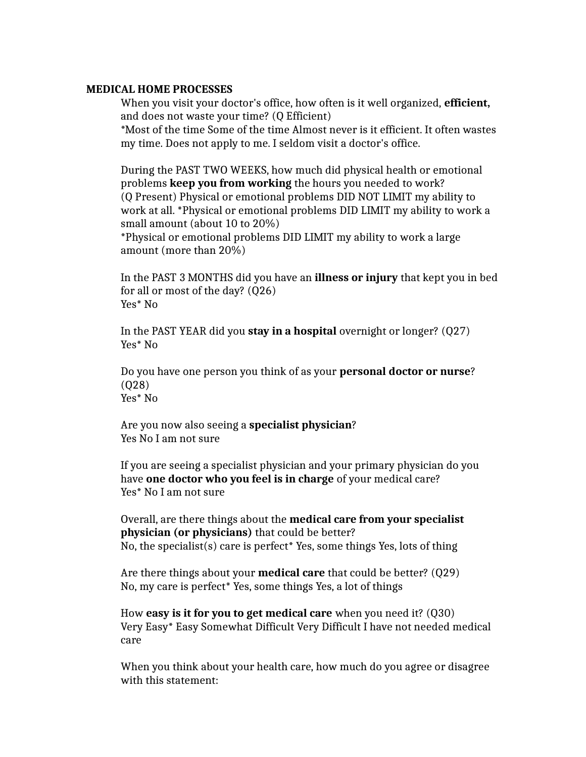**MEDICAL HOME PROCESSES**

When you visit your doctor's office, how often is it well organized, **efficient,** and does not waste your time? (Q Efficient)
*Most of the time Some of the time Almost never is it efficient. It often wastes my time. Does not apply to me. I seldom visit a doctor's office.

During the PAST TWO WEEKS, how much did physical health or emotional problems **keep you from working** the hours you needed to work?
(Q Present) Physical or emotional problems DID NOT LIMIT my ability to work at all. *Physical or emotional problems DID LIMIT my ability to work a small amount (about 10 to 20%)
*Physical or emotional problems DID LIMIT my ability to work a large amount (more than 20%)

In the PAST 3 MONTHS did you have an **illness or injury** that kept you in bed for all or most of the day? (Q26)
Yes* No

In the PAST YEAR did you **stay in a hospital** overnight or longer? (Q27)
Yes* No

Do you have one person you think of as your **personal doctor or nurse**? (Q28)
Yes* No

Are you now also seeing a **specialist physician**?
Yes No I am not sure

If you are seeing a specialist physician and your primary physician do you have **one doctor who you feel is in charge** of your medical care?
Yes* No I am not sure

Overall, are there things about the **medical care from your specialist physician (or physicians)** that could be better?
No, the specialist(s) care is perfect* Yes, some things Yes, lots of thing

Are there things about your **medical care** that could be better? (Q29)
No, my care is perfect* Yes, some things Yes, a lot of things

How **easy is it for you to get medical care** when you need it? (Q30)
Very Easy* Easy Somewhat Difficult Very Difficult I have not needed medical care

When you think about your health care, how much do you agree or disagree with this statement: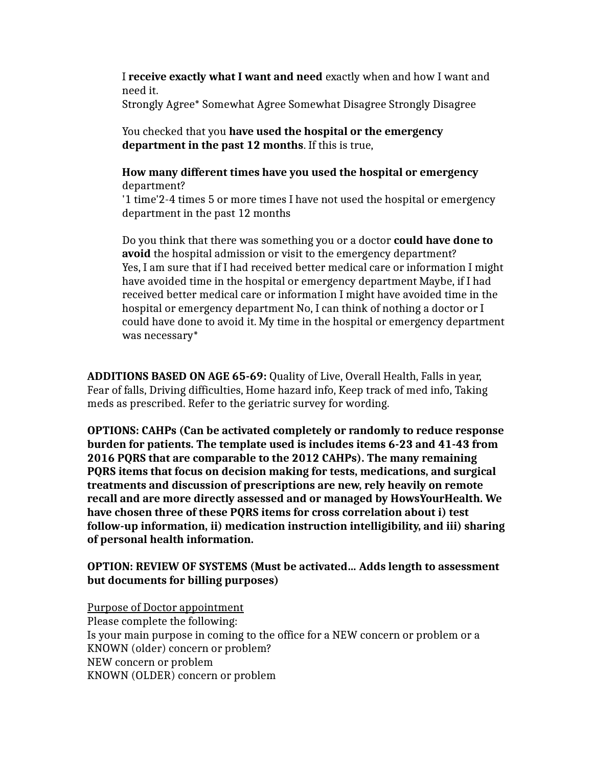I **receive exactly what I want and need** exactly when and how I want and need it.
Strongly Agree* Somewhat Agree Somewhat Disagree Strongly Disagree

You checked that you **have used the hospital or the emergency department in the past 12 months**. If this is true,

**How many different times have you used the hospital or emergency** department?
'1 time'2-4 times 5 or more times I have not used the hospital or emergency department in the past 12 months

Do you think that there was something you or a doctor **could have done to avoid** the hospital admission or visit to the emergency department?
Yes, I am sure that if I had received better medical care or information I might have avoided time in the hospital or emergency department Maybe, if I had received better medical care or information I might have avoided time in the hospital or emergency department No, I can think of nothing a doctor or I could have done to avoid it. My time in the hospital or emergency department was necessary*

**ADDITIONS BASED ON AGE 65-69:** Quality of Live, Overall Health, Falls in year, Fear of falls, Driving difficulties, Home hazard info, Keep track of med info, Taking meds as prescribed. Refer to the geriatric survey for wording.

**OPTIONS: CAHPs (Can be activated completely or randomly to reduce response burden for patients. The template used is includes items 6-23 and 41-43 from 2016 PQRS that are comparable to the 2012 CAHPs). The many remaining PQRS items that focus on decision making for tests, medications, and surgical treatments and discussion of prescriptions are new, rely heavily on remote recall and are more directly assessed and or managed by HowsYourHealth. We have chosen three of these PQRS items for cross correlation about i) test follow-up information, ii) medication instruction intelligibility, and iii) sharing of personal health information.**

**OPTION: REVIEW OF SYSTEMS (Must be activated… Adds length to assessment but documents for billing purposes)**

<u>Purpose of Doctor appointment</u>
Please complete the following:
Is your main purpose in coming to the office for a NEW concern or problem or a KNOWN (older) concern or problem?
NEW concern or problem
KNOWN (OLDER) concern or problem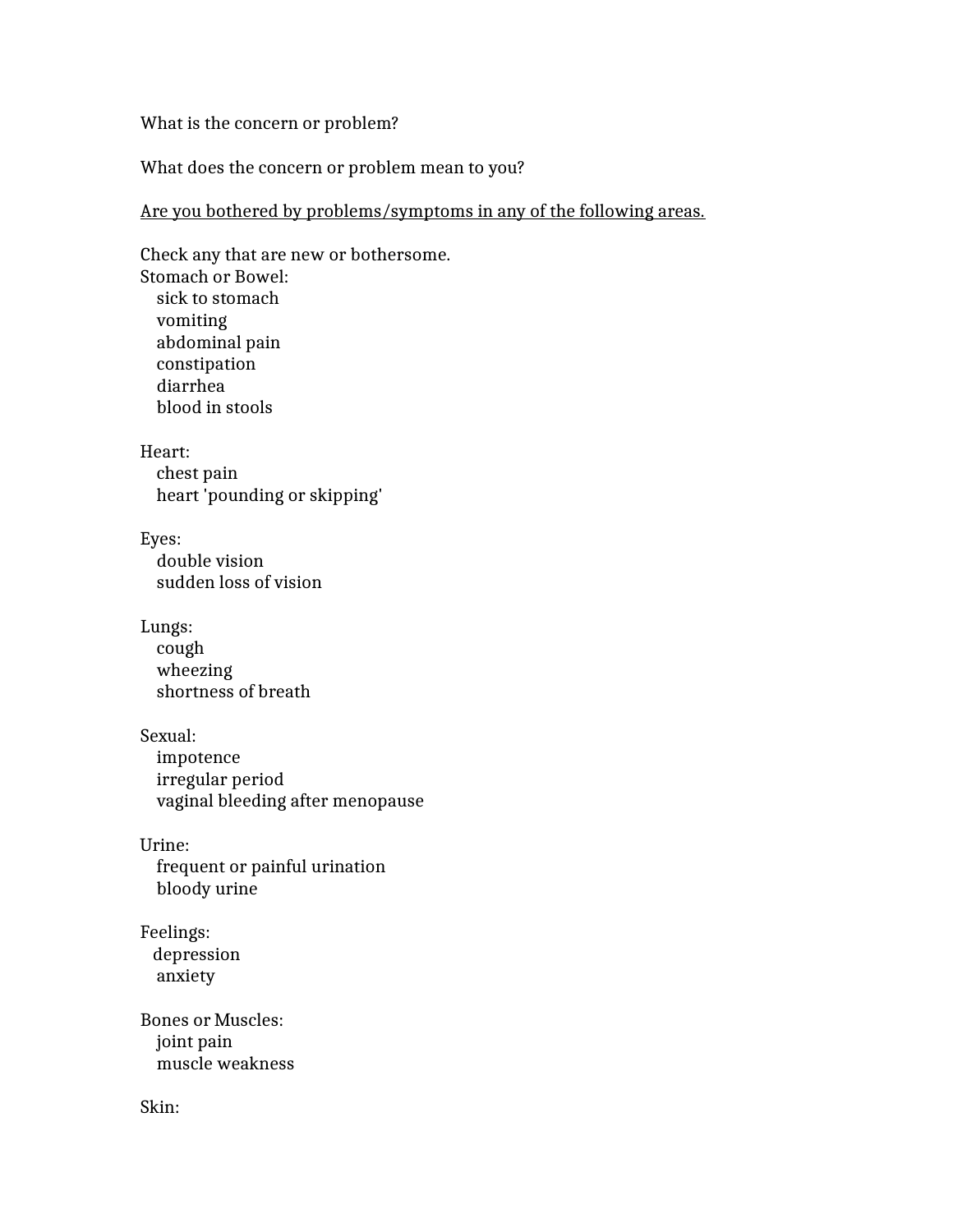What is the concern or problem?

What does the concern or problem mean to you?

<u>Are you bothered by problems/symptoms in any of the following areas.</u>

Check any that are new or bothersome.

Stomach or Bowel:
- sick to stomach
- vomiting
- abdominal pain
- constipation
- diarrhea
- blood in stools

Heart:
- chest pain
- heart 'pounding or skipping'

Eyes:
- double vision
- sudden loss of vision

Lungs:
- cough
- wheezing
- shortness of breath

Sexual:
- impotence
- irregular period
- vaginal bleeding after menopause

Urine:
- frequent or painful urination
- bloody urine

Feelings:
- depression
- anxiety

Bones or Muscles:
- joint pain
- muscle weakness

Skin: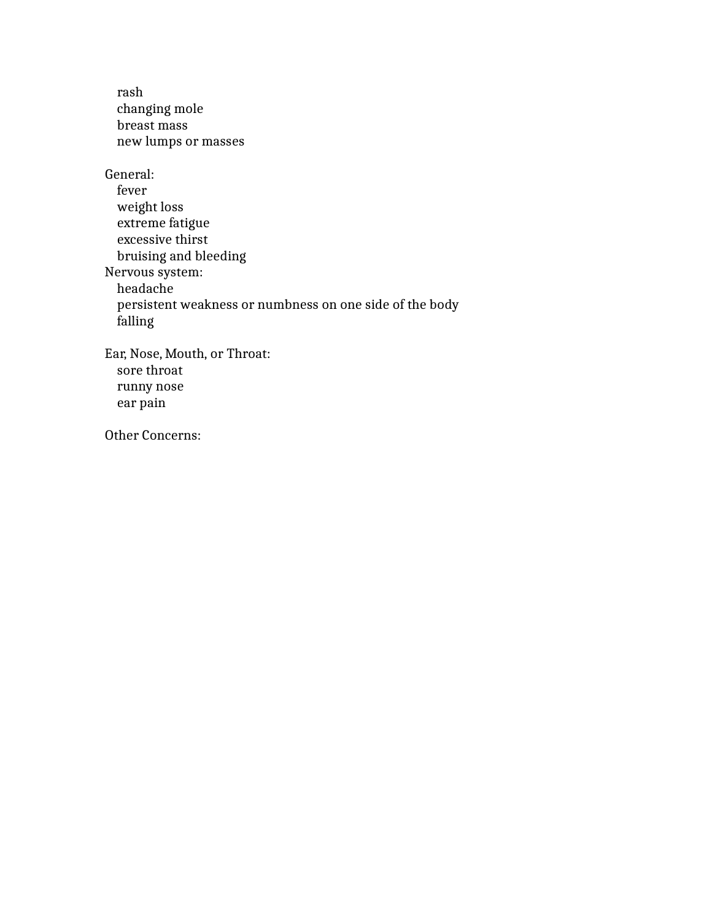rash
   changing mole
   breast mass
   new lumps or masses

General:
   fever
   weight loss
   extreme fatigue
   excessive thirst
   bruising and bleeding
Nervous system:
   headache
   persistent weakness or numbness on one side of the body
   falling

Ear, Nose, Mouth, or Throat:
   sore throat
   runny nose
   ear pain

Other Concerns: